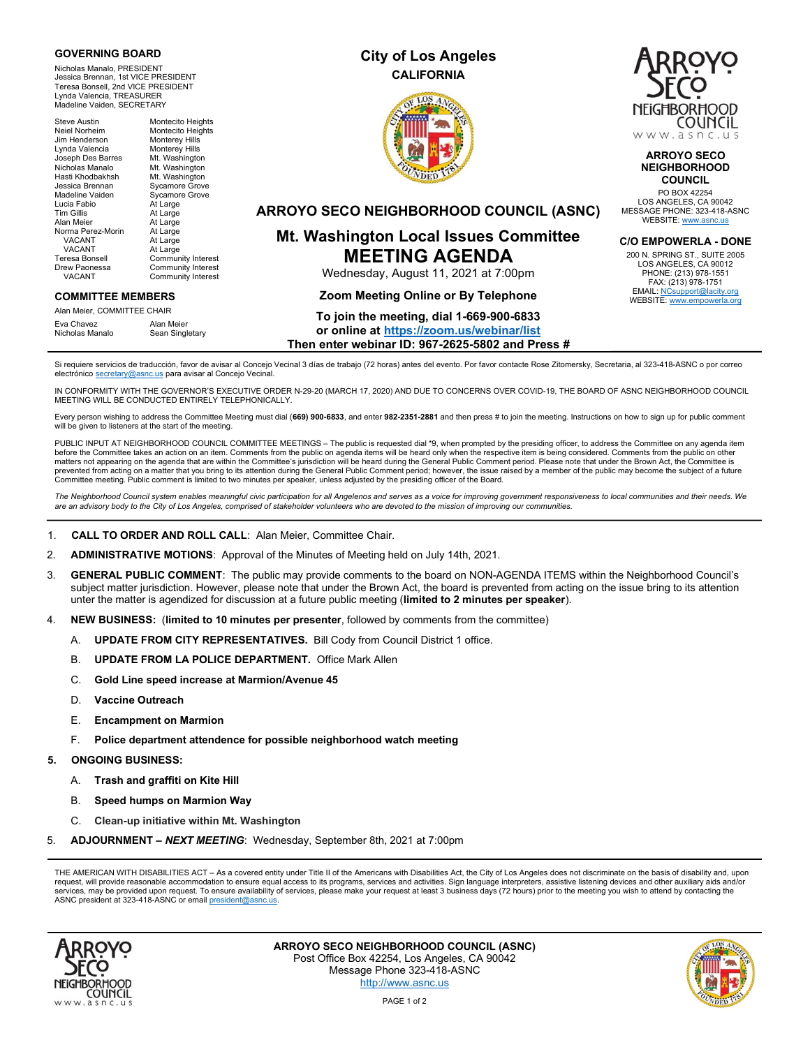## GOVERNING BOARD

Nicholas Manalo, PRESIDENT
Jessica Brennan, 1st VICE PRESIDENT
Teresa Bonsell, 2nd VICE PRESIDENT
Lynda Valencia, TREASURER
Madeline Vaiden, SECRETARY

| | |
|---|---|
| Steve Austin | Montecito Heights |
| Neiel Norheim | Montecito Heights |
| Jim Henderson | Monterey Hills |
| Lynda Valencia | Monterey Hills |
| Joseph Des Barres | Mt. Washington |
| Nicholas Manalo | Mt. Washington |
| Hasti Khodbakhsh | Mt. Washington |
| Jessica Brennan | Sycamore Grove |
| Madeline Vaiden | Sycamore Grove |
| Lucia Fabio | At Large |
| Tim Gillis | At Large |
| Alan Meier | At Large |
| Norma Perez-Morin | At Large |
| VACANT | At Large |
| VACANT | At Large |
| Teresa Bonsell | Community Interest |
| Drew Paonessa | Community Interest |
| VACANT | Community Interest |

## COMMITTEE MEMBERS

Alan Meier, COMMITTEE CHAIR

| | |
|---|---|
| Eva Chavez | Alan Meier |
| Nicholas Manalo | Sean Singletary |

**City of Los Angeles**
**CALIFORNIA**

# ARROYO SECO NEIGHBORHOOD COUNCIL (ASNC)

## Mt. Washington Local Issues Committee
# MEETING AGENDA

Wednesday, August 11, 2021 at 7:00pm

**Zoom Meeting Online or By Telephone**

**To join the meeting, dial 1-669-900-6833**
**or online at https://zoom.us/webinar/list**
**Then enter webinar ID: 967-2625-5802 and Press #**

**ARROYO SECO NEIGHBORHOOD COUNCIL**
PO BOX 42254
LOS ANGELES, CA 90042
MESSAGE PHONE: 323-418-ASNC
WEBSITE: www.asnc.us

**C/O EMPOWERLA - DONE**
200 N. SPRING ST., SUITE 2005
LOS ANGELES, CA 90012
PHONE: (213) 978-1551
FAX: (213) 978-1751
EMAIL: NCsupport@lacity.org
WEBSITE: www.empowerla.org

---

Si requiere servicios de traducción, favor de avisar al Concejo Vecinal 3 días de trabajo (72 horas) antes del evento. Por favor contacte Rose Zitomersky, Secretaria, al 323-418-ASNC o por correo electrónico secretary@asnc.us para avisar al Concejo Vecinal.

IN CONFORMITY WITH THE GOVERNOR'S EXECUTIVE ORDER N-29-20 (MARCH 17, 2020) AND DUE TO CONCERNS OVER COVID-19, THE BOARD OF ASNC NEIGHBORHOOD COUNCIL MEETING WILL BE CONDUCTED ENTIRELY TELEPHONICALLY.

Every person wishing to address the Committee Meeting must dial **(669) 900-6833**, and enter **982-2351-2881** and then press # to join the meeting. Instructions on how to sign up for public comment will be given to listeners at the start of the meeting.

PUBLIC INPUT AT NEIGHBORHOOD COUNCIL COMMITTEE MEETINGS – The public is requested dial *9, when prompted by the presiding officer, to address the Committee on any agenda item before the Committee takes an action on an item. Comments from the public on agenda items will be heard only when the respective item is being considered. Comments from the public on other matters not appearing on the agenda that are within the Committee's jurisdiction will be heard during the General Public Comment period. Please note that under the Brown Act, the Committee is prevented from acting on a matter that you bring to its attention during the General Public Comment period; however, the issue raised by a member of the public may become the subject of a future Committee meeting. Public comment is limited to two minutes per speaker, unless adjusted by the presiding officer of the Board.

*The Neighborhood Council system enables meaningful civic participation for all Angelenos and serves as a voice for improving government responsiveness to local communities and their needs. We are an advisory body to the City of Los Angeles, comprised of stakeholder volunteers who are devoted to the mission of improving our communities.*

---

1. **CALL TO ORDER AND ROLL CALL**: Alan Meier, Committee Chair.
2. **ADMINISTRATIVE MOTIONS**: Approval of the Minutes of Meeting held on July 14th, 2021.
3. **GENERAL PUBLIC COMMENT**: The public may provide comments to the board on NON-AGENDA ITEMS within the Neighborhood Council's subject matter jurisdiction. However, please note that under the Brown Act, the board is prevented from acting on the issue bring to its attention unter the matter is agendized for discussion at a future public meeting (**limited to 2 minutes per speaker**).
4. **NEW BUSINESS:** (**limited to 10 minutes per presenter**, followed by comments from the committee)
   - A. **UPDATE FROM CITY REPRESENTATIVES.** Bill Cody from Council District 1 office.
   - B. **UPDATE FROM LA POLICE DEPARTMENT.** Office Mark Allen
   - C. **Gold Line speed increase at Marmion/Avenue 45**
   - D. **Vaccine Outreach**
   - E. **Encampment on Marmion**
   - F. **Police department attendence for possible neighborhood watch meeting**

**5. ONGOING BUSINESS:**

   - A. **Trash and graffiti on Kite Hill**
   - B. **Speed humps on Marmion Way**
   - C. **Clean-up initiative within Mt. Washington**

5. **ADJOURNMENT –** ***NEXT MEETING***: Wednesday, September 8th, 2021 at 7:00pm

---

THE AMERICAN WITH DISABILITIES ACT – As a covered entity under Title II of the Americans with Disabilities Act, the City of Los Angeles does not discriminate on the basis of disability and, upon request, will provide reasonable accommodation to ensure equal access to its programs, services and activities. Sign language interpreters, assistive listening devices and other auxiliary aids and/or services, may be provided upon request. To ensure availability of services, please make your request at least 3 business days (72 hours) prior to the meeting you wish to attend by contacting the ASNC president at 323-418-ASNC or email president@asnc.us.

**ARROYO SECO NEIGHBORHOOD COUNCIL (ASNC)**
Post Office Box 42254, Los Angeles, CA 90042
Message Phone 323-418-ASNC
http://www.asnc.us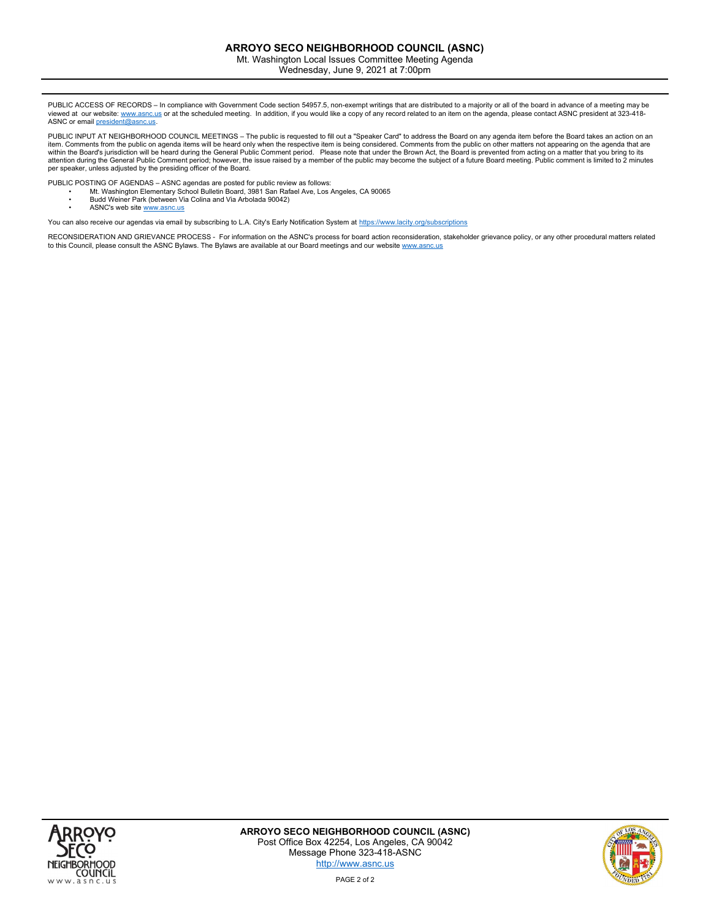PUBLIC ACCESS OF RECORDS – In compliance with Government Code section 54957.5, non-exempt writings that are distributed to a majority or all of the board in advance of a meeting may be viewed at our website: www.asnc.us or at the scheduled meeting. In addition, if you would like a copy of any record related to an item on the agenda, please contact ASNC president at 323-418-ASNC or email president@asnc.us.

PUBLIC INPUT AT NEIGHBORHOOD COUNCIL MEETINGS – The public is requested to fill out a "Speaker Card" to address the Board on any agenda item before the Board takes an action on an item. Comments from the public on agenda items will be heard only when the respective item is being considered. Comments from the public on other matters not appearing on the agenda that are within the Board's jurisdiction will be heard during the General Public Comment period. Please note that under the Brown Act, the Board is prevented from acting on a matter that you bring to its attention during the General Public Comment period; however, the issue raised by a member of the public may become the subject of a future Board meeting. Public comment is limited to 2 minutes per speaker, unless adjusted by the presiding officer of the Board.

PUBLIC POSTING OF AGENDAS – ASNC agendas are posted for public review as follows:

- Mt. Washington Elementary School Bulletin Board, 3981 San Rafael Ave, Los Angeles, CA 90065
- Budd Weiner Park (between Via Colina and Via Arbolada 90042)
- ASNC's web site www.asnc.us

You can also receive our agendas via email by subscribing to L.A. City's Early Notification System at https://www.lacity.org/subscriptions

RECONSIDERATION AND GRIEVANCE PROCESS - For information on the ASNC's process for board action reconsideration, stakeholder grievance policy, or any other procedural matters related to this Council, please consult the ASNC Bylaws. The Bylaws are available at our Board meetings and our website www.asnc.us